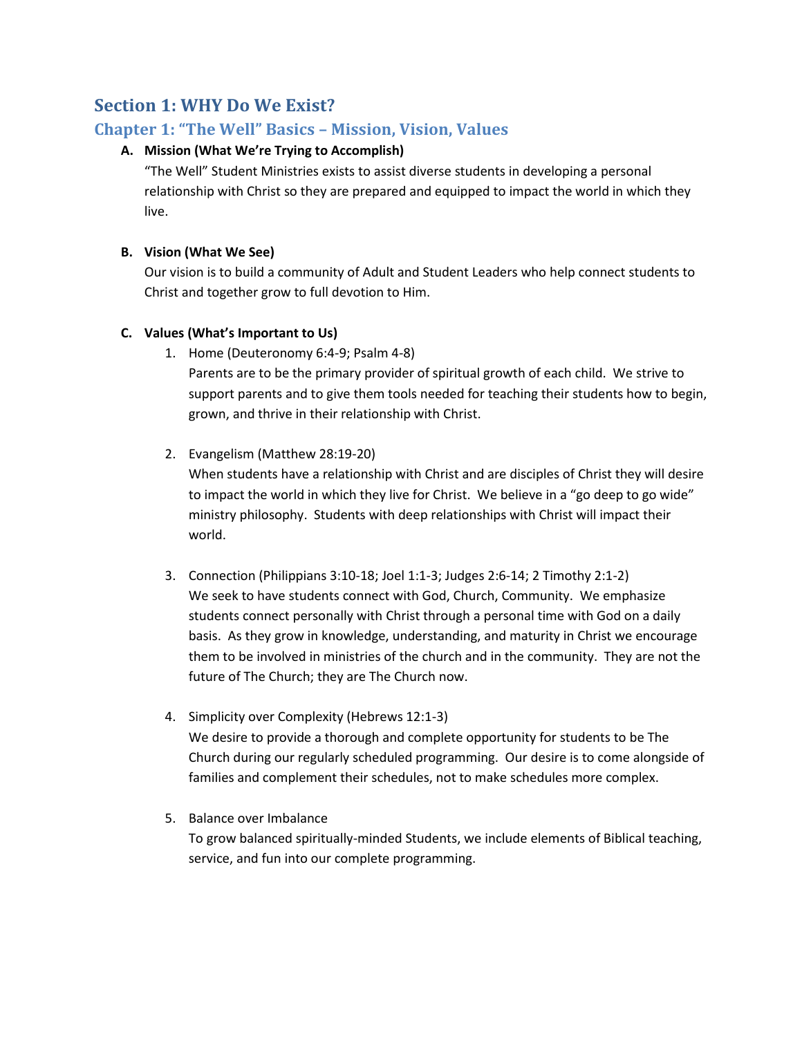# Section 1: WHY Do We Exist?

## Chapter 1: "The Well" Basics – Mission, Vision, Values

**A. Mission (What We're Trying to Accomplish)**

"The Well" Student Ministries exists to assist diverse students in developing a personal relationship with Christ so they are prepared and equipped to impact the world in which they live.

**B. Vision (What We See)**

Our vision is to build a community of Adult and Student Leaders who help connect students to Christ and together grow to full devotion to Him.

**C. Values (What's Important to Us)**

1. Home (Deuteronomy 6:4-9; Psalm 4-8)
   Parents are to be the primary provider of spiritual growth of each child. We strive to support parents and to give them tools needed for teaching their students how to begin, grown, and thrive in their relationship with Christ.

2. Evangelism (Matthew 28:19-20)
   When students have a relationship with Christ and are disciples of Christ they will desire to impact the world in which they live for Christ. We believe in a "go deep to go wide" ministry philosophy. Students with deep relationships with Christ will impact their world.

3. Connection (Philippians 3:10-18; Joel 1:1-3; Judges 2:6-14; 2 Timothy 2:1-2)
   We seek to have students connect with God, Church, Community. We emphasize students connect personally with Christ through a personal time with God on a daily basis. As they grow in knowledge, understanding, and maturity in Christ we encourage them to be involved in ministries of the church and in the community. They are not the future of The Church; they are The Church now.

4. Simplicity over Complexity (Hebrews 12:1-3)
   We desire to provide a thorough and complete opportunity for students to be The Church during our regularly scheduled programming. Our desire is to come alongside of families and complement their schedules, not to make schedules more complex.

5. Balance over Imbalance
   To grow balanced spiritually-minded Students, we include elements of Biblical teaching, service, and fun into our complete programming.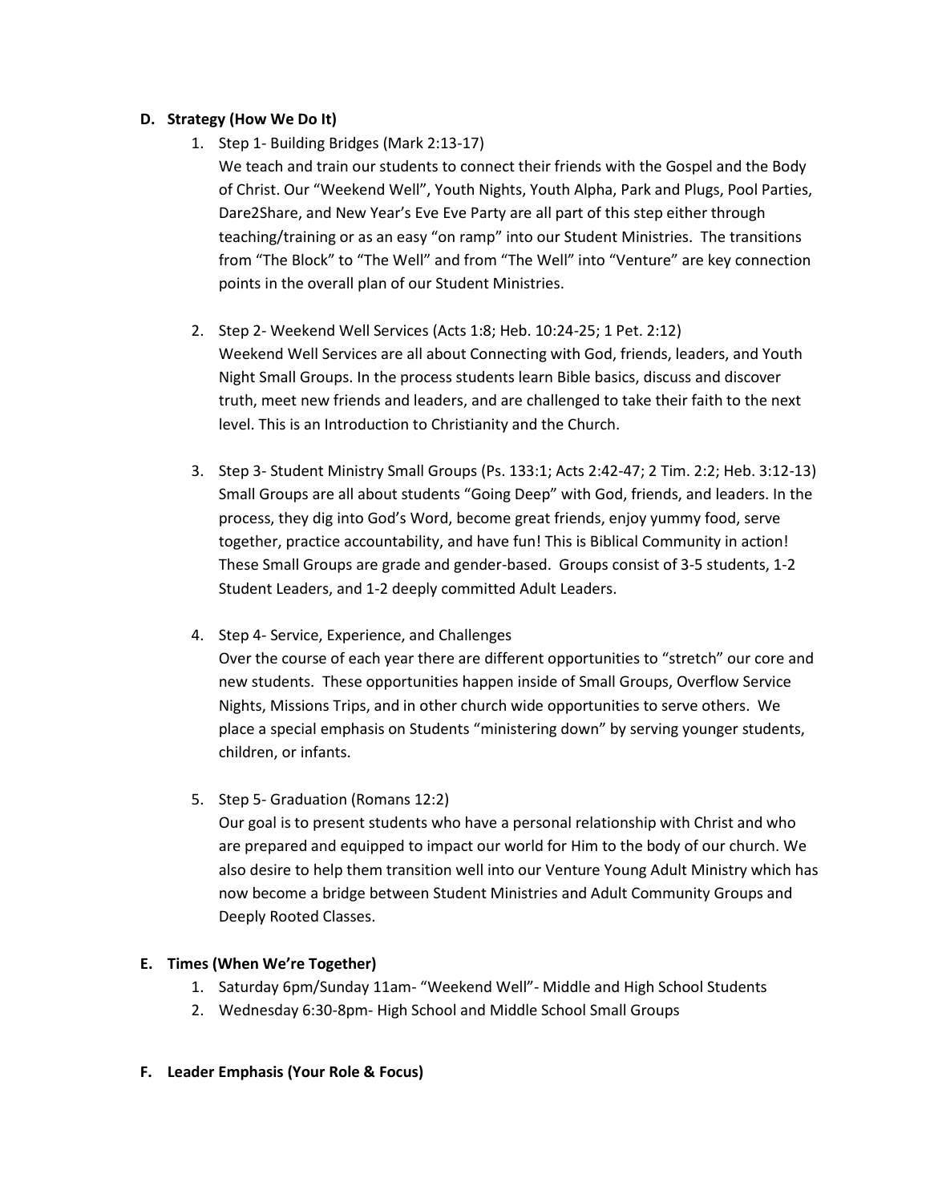**D. Strategy (How We Do It)**

1. Step 1- Building Bridges (Mark 2:13-17)
   We teach and train our students to connect their friends with the Gospel and the Body of Christ. Our "Weekend Well", Youth Nights, Youth Alpha, Park and Plugs, Pool Parties, Dare2Share, and New Year's Eve Eve Party are all part of this step either through teaching/training or as an easy "on ramp" into our Student Ministries. The transitions from "The Block" to "The Well" and from "The Well" into "Venture" are key connection points in the overall plan of our Student Ministries.

2. Step 2- Weekend Well Services (Acts 1:8; Heb. 10:24-25; 1 Pet. 2:12)
   Weekend Well Services are all about Connecting with God, friends, leaders, and Youth Night Small Groups. In the process students learn Bible basics, discuss and discover truth, meet new friends and leaders, and are challenged to take their faith to the next level. This is an Introduction to Christianity and the Church.

3. Step 3- Student Ministry Small Groups (Ps. 133:1; Acts 2:42-47; 2 Tim. 2:2; Heb. 3:12-13)
   Small Groups are all about students "Going Deep" with God, friends, and leaders. In the process, they dig into God's Word, become great friends, enjoy yummy food, serve together, practice accountability, and have fun! This is Biblical Community in action! These Small Groups are grade and gender-based. Groups consist of 3-5 students, 1-2 Student Leaders, and 1-2 deeply committed Adult Leaders.

4. Step 4- Service, Experience, and Challenges
   Over the course of each year there are different opportunities to "stretch" our core and new students. These opportunities happen inside of Small Groups, Overflow Service Nights, Missions Trips, and in other church wide opportunities to serve others. We place a special emphasis on Students "ministering down" by serving younger students, children, or infants.

5. Step 5- Graduation (Romans 12:2)
   Our goal is to present students who have a personal relationship with Christ and who are prepared and equipped to impact our world for Him to the body of our church. We also desire to help them transition well into our Venture Young Adult Ministry which has now become a bridge between Student Ministries and Adult Community Groups and Deeply Rooted Classes.

**E. Times (When We're Together)**

1. Saturday 6pm/Sunday 11am- "Weekend Well"- Middle and High School Students
2. Wednesday 6:30-8pm- High School and Middle School Small Groups

**F. Leader Emphasis (Your Role & Focus)**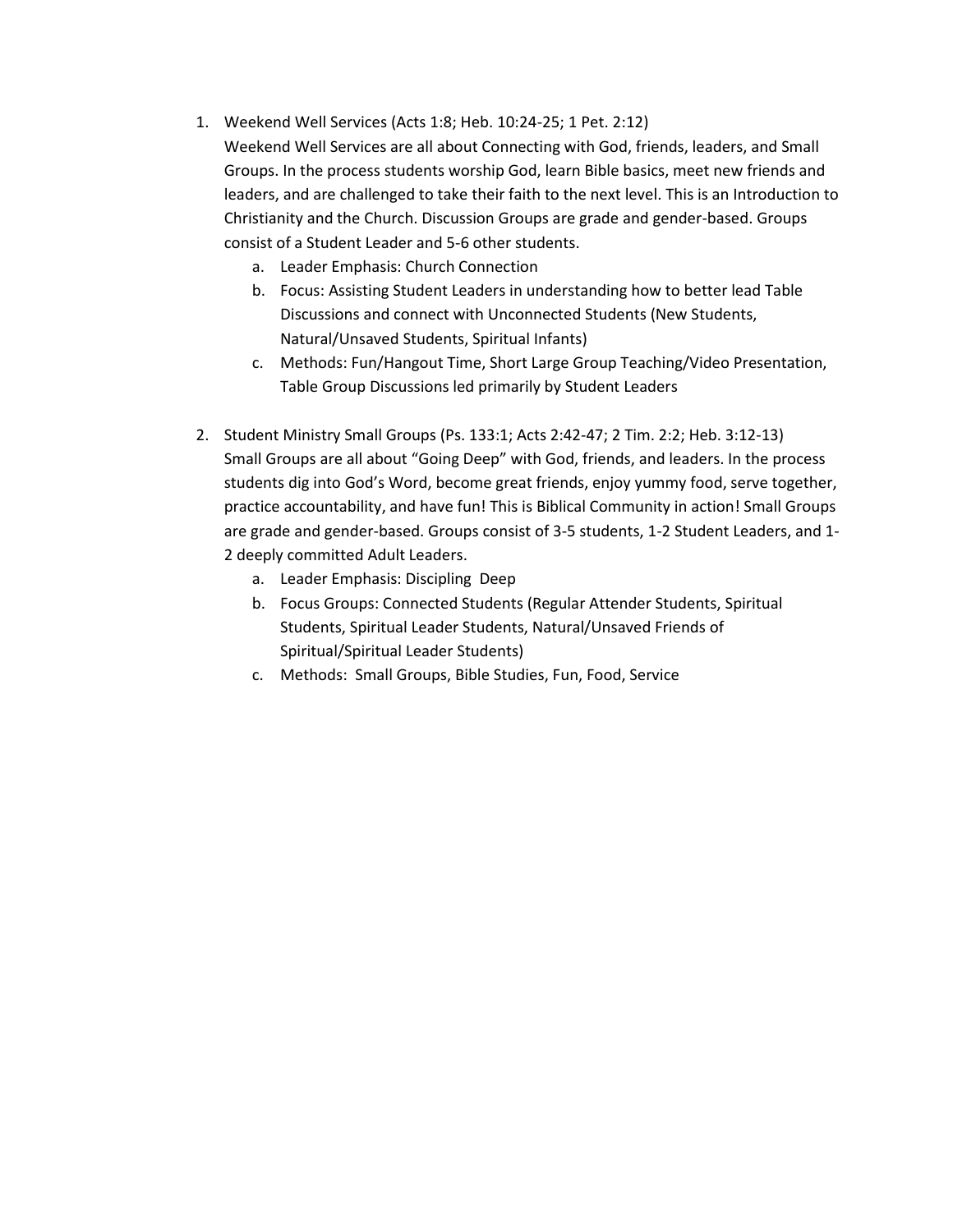1. Weekend Well Services (Acts 1:8; Heb. 10:24-25; 1 Pet. 2:12)
   Weekend Well Services are all about Connecting with God, friends, leaders, and Small Groups. In the process students worship God, learn Bible basics, meet new friends and leaders, and are challenged to take their faith to the next level. This is an Introduction to Christianity and the Church. Discussion Groups are grade and gender-based. Groups consist of a Student Leader and 5-6 other students.
   a. Leader Emphasis: Church Connection
   b. Focus: Assisting Student Leaders in understanding how to better lead Table Discussions and connect with Unconnected Students (New Students, Natural/Unsaved Students, Spiritual Infants)
   c. Methods: Fun/Hangout Time, Short Large Group Teaching/Video Presentation, Table Group Discussions led primarily by Student Leaders

2. Student Ministry Small Groups (Ps. 133:1; Acts 2:42-47; 2 Tim. 2:2; Heb. 3:12-13)
   Small Groups are all about "Going Deep" with God, friends, and leaders. In the process students dig into God's Word, become great friends, enjoy yummy food, serve together, practice accountability, and have fun! This is Biblical Community in action! Small Groups are grade and gender-based. Groups consist of 3-5 students, 1-2 Student Leaders, and 1-2 deeply committed Adult Leaders.
   a. Leader Emphasis: Discipling Deep
   b. Focus Groups: Connected Students (Regular Attender Students, Spiritual Students, Spiritual Leader Students, Natural/Unsaved Friends of Spiritual/Spiritual Leader Students)
   c. Methods: Small Groups, Bible Studies, Fun, Food, Service